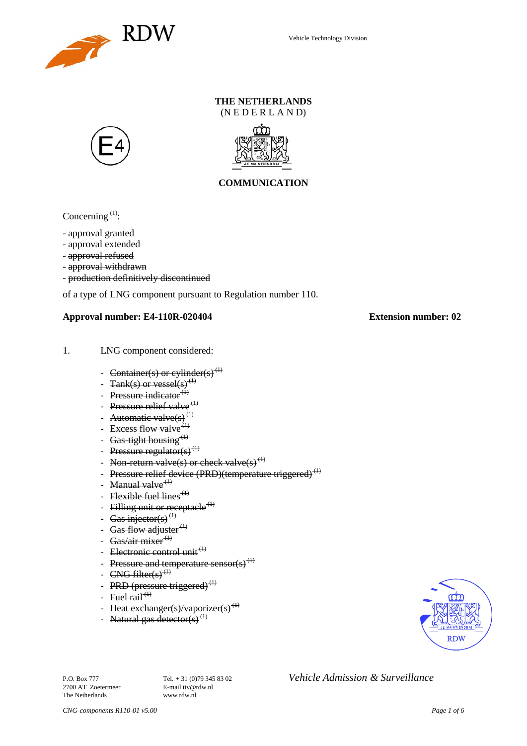Vehicle Technology Division

**THE NETHERLANDS**
(N E D E R L A N D)

**COMMUNICATION**

Concerning [1]:

- ~~approval granted~~
- approval extended
- ~~approval refused~~
- ~~approval withdrawn~~
- ~~production definitively discontinued~~

of a type of LNG component pursuant to Regulation number 110.

**Approval number: E4-110R-020404** **Extension number: 02**

1. LNG component considered:

   - ~~Container(s) or cylinder(s)~~ ~~[1]~~
   - ~~Tank(s) or vessel(s)~~ ~~[1]~~
   - ~~Pressure indicator~~ ~~[1]~~
   - ~~Pressure relief valve~~ ~~[1]~~
   - ~~Automatic valve(s)~~ ~~[1]~~
   - ~~Excess flow valve~~ ~~[1]~~
   - ~~Gas-tight housing~~ ~~[1]~~
   - ~~Pressure regulator(s)~~ ~~[1]~~
   - ~~Non-return valve(s) or check valve(s)~~ ~~[1]~~
   - ~~Pressure relief device (PRD)(temperature triggered)~~ ~~[1]~~
   - ~~Manual valve~~ ~~[1]~~
   - ~~Flexible fuel lines~~ ~~[1]~~
   - ~~Filling unit or receptacle~~ ~~[1]~~
   - ~~Gas injector(s)~~ ~~[1]~~
   - ~~Gas flow adjuster~~ ~~[1]~~
   - ~~Gas/air mixer~~ ~~[1]~~
   - ~~Electronic control unit~~ ~~[1]~~
   - ~~Pressure and temperature sensor(s)~~ ~~[1]~~
   - ~~CNG filter(s)~~ ~~[1]~~
   - ~~PRD (pressure triggered)~~ ~~[1]~~
   - ~~Fuel rail~~ ~~[1]~~
   - ~~Heat exchanger(s)/vaporizer(s)~~ ~~[1]~~
   - ~~Natural gas detector(s)~~ ~~[1]~~

P.O. Box 777
2700 AT Zoetermeer
The Netherlands

Tel. + 31 (0)79 345 83 02
E-mail ttv@rdw.nl
www.rdw.nl

*Vehicle Admission & Surveillance*

*CNG-components R110-01 v5.00*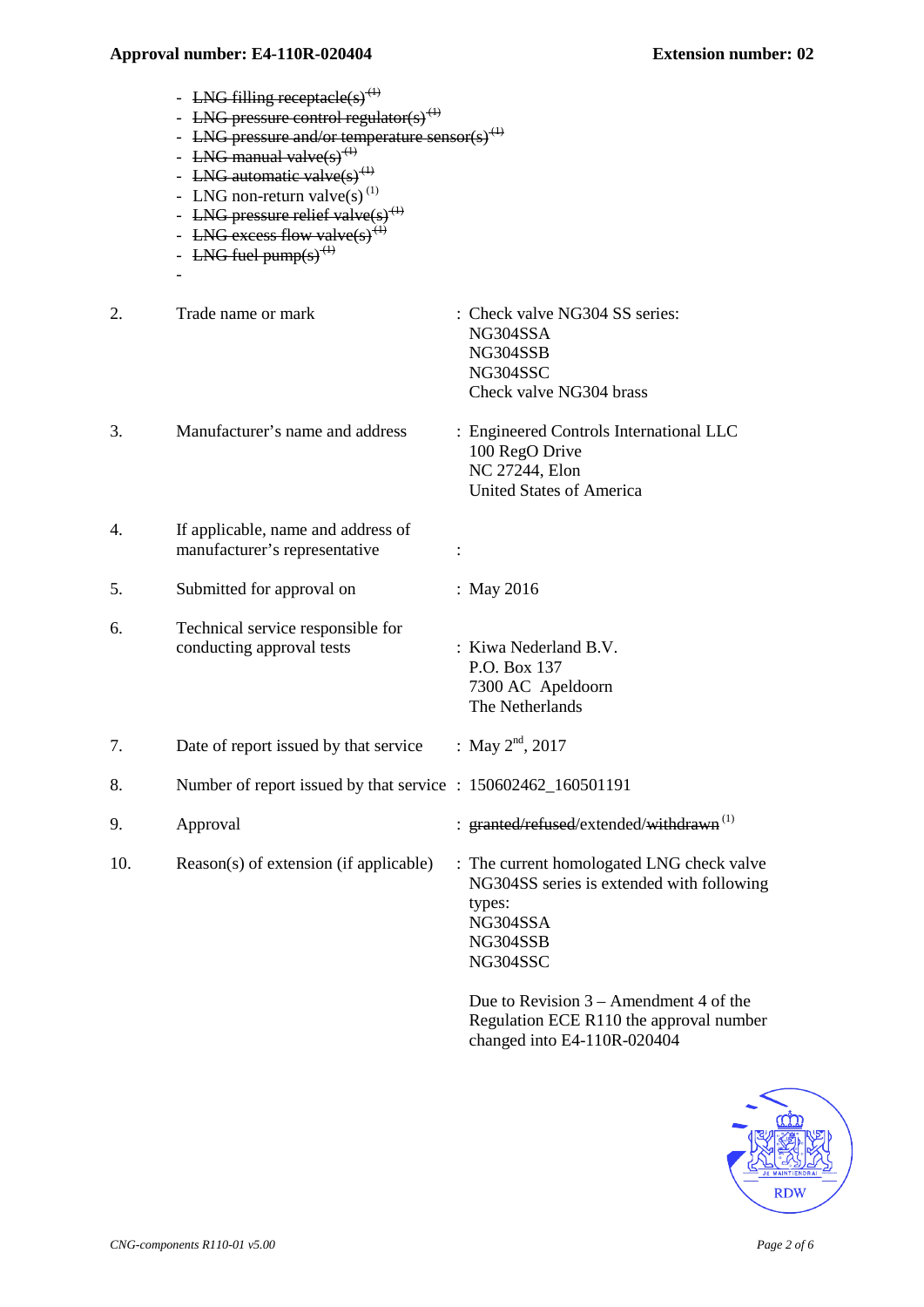- ~~LNG filling receptacle(s)~~ (1)
- ~~LNG pressure control regulator(s)~~ (1)
- ~~LNG pressure and/or temperature sensor(s)~~ (1)
- ~~LNG manual valve(s)~~ (1)
- ~~LNG automatic valve(s)~~ (1)
- LNG non-return valve(s) (1)
- ~~LNG pressure relief valve(s)~~ (1)
- ~~LNG excess flow valve(s)~~ (1)
- ~~LNG fuel pump(s)~~ (1)
-

| | | |
|---|---|---|
| 2. | Trade name or mark | : Check valve NG304 SS series:<br>NG304SSA<br>NG304SSB<br>NG304SSC<br>Check valve NG304 brass |
| 3. | Manufacturer's name and address | : Engineered Controls International LLC<br>100 RegO Drive<br>NC 27244, Elon<br>United States of America |
| 4. | If applicable, name and address of manufacturer's representative | : |
| 5. | Submitted for approval on | : May 2016 |
| 6. | Technical service responsible for conducting approval tests | : Kiwa Nederland B.V.<br>P.O. Box 137<br>7300 AC Apeldoorn<br>The Netherlands |
| 7. | Date of report issued by that service | : May 2nd, 2017 |
| 8. | Number of report issued by that service | : 150602462_160501191 |
| 9. | Approval | : ~~granted/refused~~/extended/~~withdrawn~~ (1) |
| 10. | Reason(s) of extension (if applicable) | : The current homologated LNG check valve NG304SS series is extended with following types:<br>NG304SSA<br>NG304SSB<br>NG304SSC<br><br>Due to Revision 3 – Amendment 4 of the Regulation ECE R110 the approval number changed into E4-110R-020404 |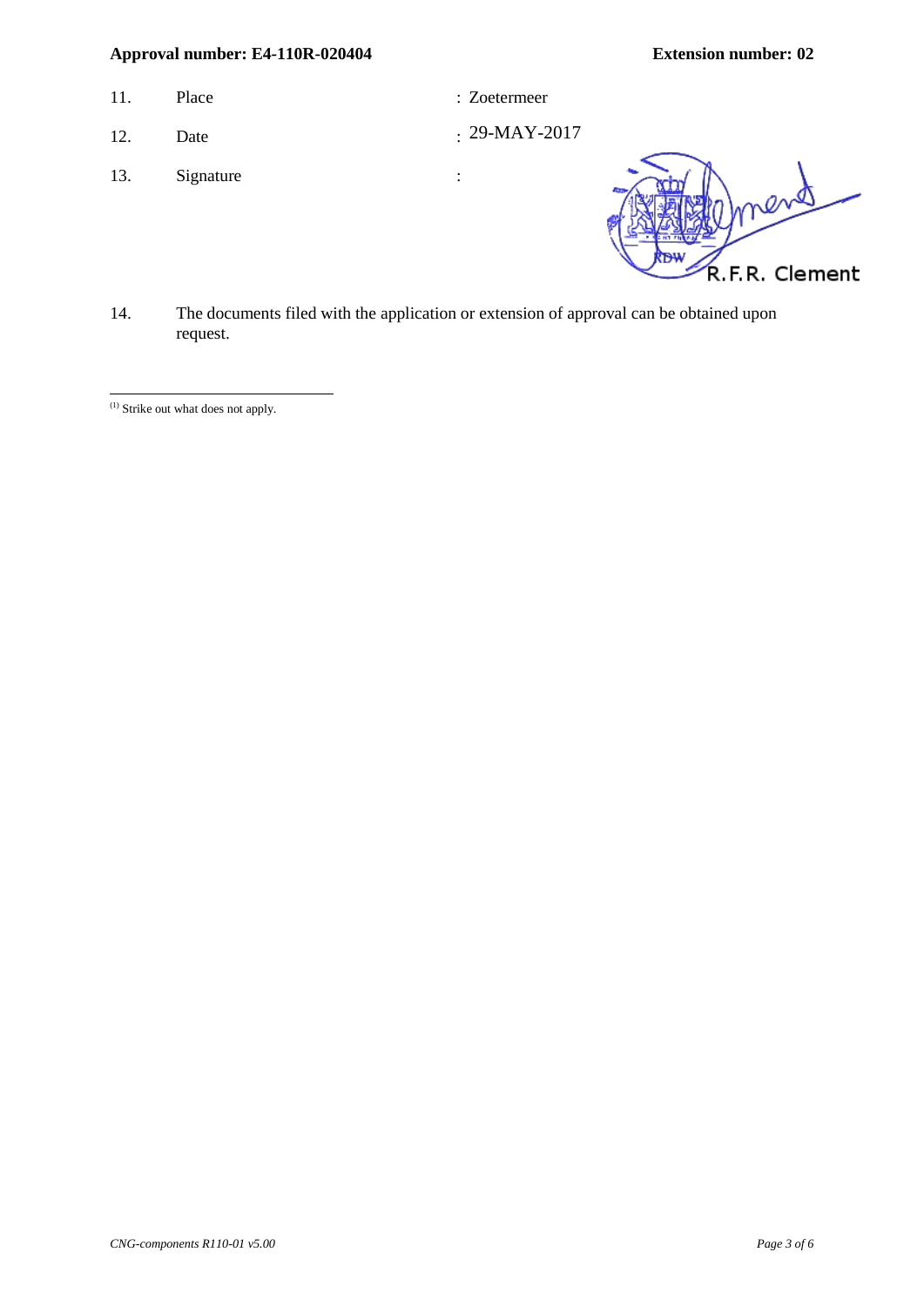**Approval number: E4-110R-020404** **Extension number: 02**

11. Place : Zoetermeer

12. Date : 29-MAY-2017

13. Signature :

R.F.R. Clement

14. The documents filed with the application or extension of approval can be obtained upon request.

---

(1) Strike out what does not apply.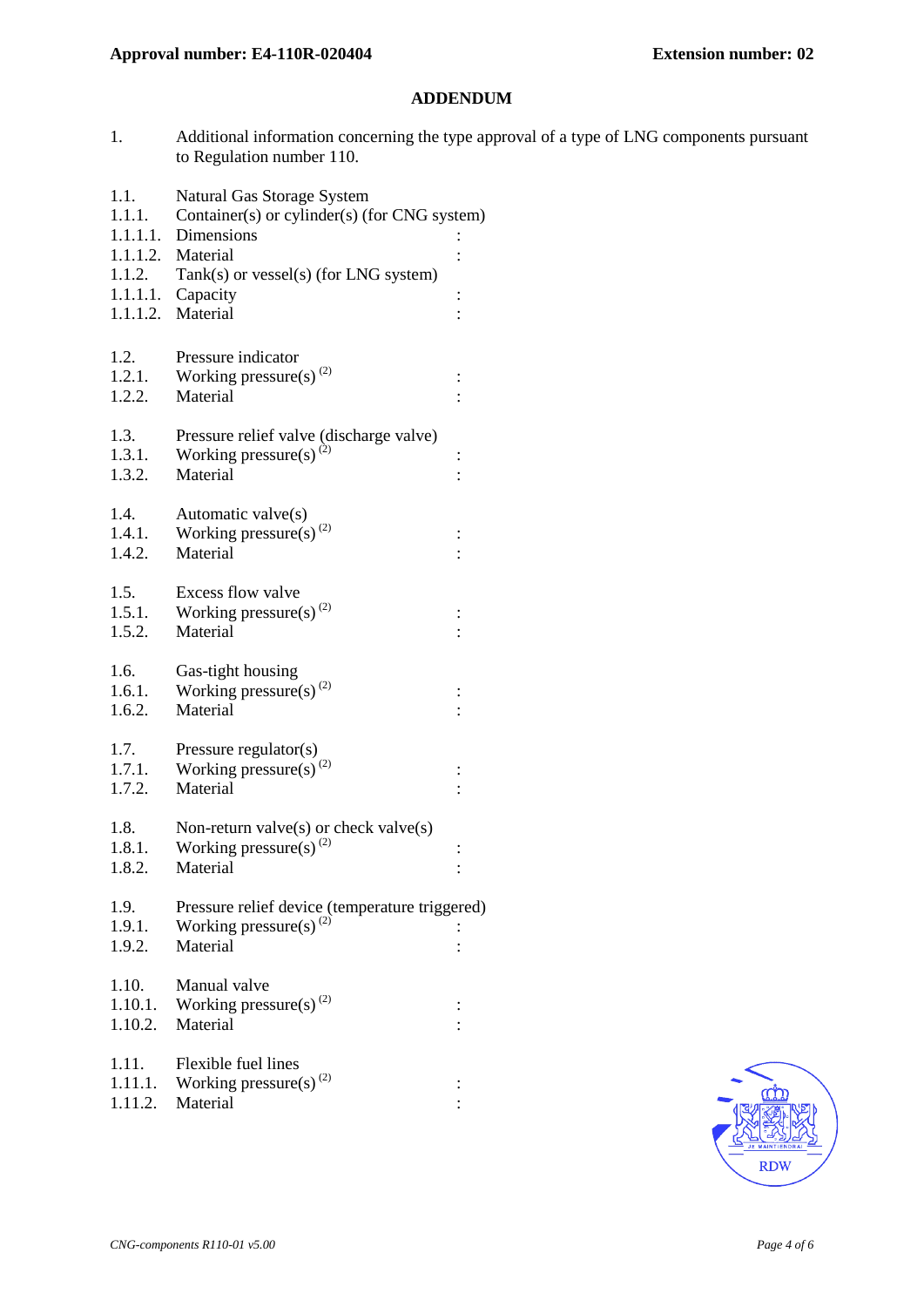**Approval number: E4-110R-020404** **Extension number: 02**

## ADDENDUM

1. Additional information concerning the type approval of a type of LNG components pursuant to Regulation number 110.

| | | |
|---|---|---|
| 1.1. | Natural Gas Storage System | |
| 1.1.1. | Container(s) or cylinder(s) (for CNG system) | |
| 1.1.1.1. | Dimensions | : |
| 1.1.1.2. | Material | : |
| 1.1.2. | Tank(s) or vessel(s) (for LNG system) | |
| 1.1.1.1. | Capacity | : |
| 1.1.1.2. | Material | : |
| | | |
| 1.2. | Pressure indicator | |
| 1.2.1. | Working pressure(s) (2) | : |
| 1.2.2. | Material | : |
| | | |
| 1.3. | Pressure relief valve (discharge valve) | |
| 1.3.1. | Working pressure(s) (2) | : |
| 1.3.2. | Material | : |
| | | |
| 1.4. | Automatic valve(s) | |
| 1.4.1. | Working pressure(s) (2) | : |
| 1.4.2. | Material | : |
| | | |
| 1.5. | Excess flow valve | |
| 1.5.1. | Working pressure(s) (2) | : |
| 1.5.2. | Material | : |
| | | |
| 1.6. | Gas-tight housing | |
| 1.6.1. | Working pressure(s) (2) | : |
| 1.6.2. | Material | : |
| | | |
| 1.7. | Pressure regulator(s) | |
| 1.7.1. | Working pressure(s) (2) | : |
| 1.7.2. | Material | : |
| | | |
| 1.8. | Non-return valve(s) or check valve(s) | |
| 1.8.1. | Working pressure(s) (2) | : |
| 1.8.2. | Material | : |
| | | |
| 1.9. | Pressure relief device (temperature triggered) | |
| 1.9.1. | Working pressure(s) (2) | : |
| 1.9.2. | Material | : |
| | | |
| 1.10. | Manual valve | |
| 1.10.1. | Working pressure(s) (2) | : |
| 1.10.2. | Material | : |
| | | |
| 1.11. | Flexible fuel lines | |
| 1.11.1. | Working pressure(s) (2) | : |
| 1.11.2. | Material | : |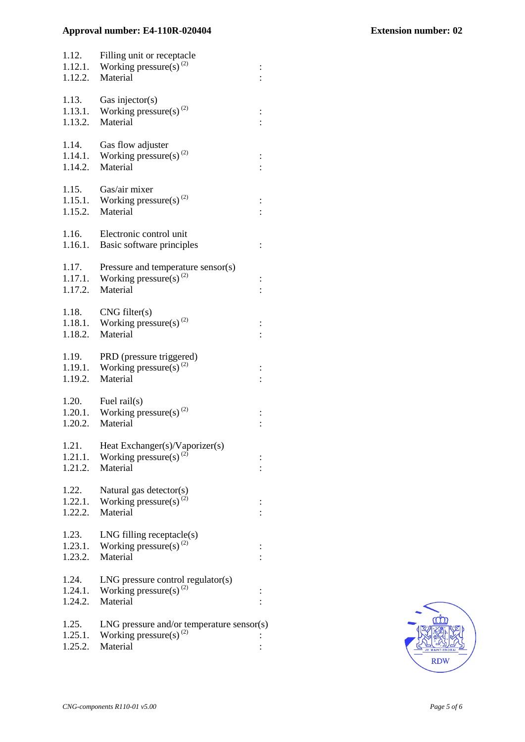| | | |
|---|---|---|
| 1.12. | Filling unit or receptacle | |
| 1.12.1. | Working pressure(s) (2) | : |
| 1.12.2. | Material | : |
| | | |
| 1.13. | Gas injector(s) | |
| 1.13.1. | Working pressure(s) (2) | : |
| 1.13.2. | Material | : |
| | | |
| 1.14. | Gas flow adjuster | |
| 1.14.1. | Working pressure(s) (2) | : |
| 1.14.2. | Material | : |
| | | |
| 1.15. | Gas/air mixer | |
| 1.15.1. | Working pressure(s) (2) | : |
| 1.15.2. | Material | : |
| | | |
| 1.16. | Electronic control unit | |
| 1.16.1. | Basic software principles | : |
| | | |
| 1.17. | Pressure and temperature sensor(s) | |
| 1.17.1. | Working pressure(s) (2) | : |
| 1.17.2. | Material | : |
| | | |
| 1.18. | CNG filter(s) | |
| 1.18.1. | Working pressure(s) (2) | : |
| 1.18.2. | Material | : |
| | | |
| 1.19. | PRD (pressure triggered) | |
| 1.19.1. | Working pressure(s) (2) | : |
| 1.19.2. | Material | : |
| | | |
| 1.20. | Fuel rail(s) | |
| 1.20.1. | Working pressure(s) (2) | : |
| 1.20.2. | Material | : |
| | | |
| 1.21. | Heat Exchanger(s)/Vaporizer(s) | |
| 1.21.1. | Working pressure(s) (2) | : |
| 1.21.2. | Material | : |
| | | |
| 1.22. | Natural gas detector(s) | |
| 1.22.1. | Working pressure(s) (2) | : |
| 1.22.2. | Material | : |
| | | |
| 1.23. | LNG filling receptacle(s) | |
| 1.23.1. | Working pressure(s) (2) | : |
| 1.23.2. | Material | : |
| | | |
| 1.24. | LNG pressure control regulator(s) | |
| 1.24.1. | Working pressure(s) (2) | : |
| 1.24.2. | Material | : |
| | | |
| 1.25. | LNG pressure and/or temperature sensor(s) | |
| 1.25.1. | Working pressure(s) (2) | : |
| 1.25.2. | Material | : |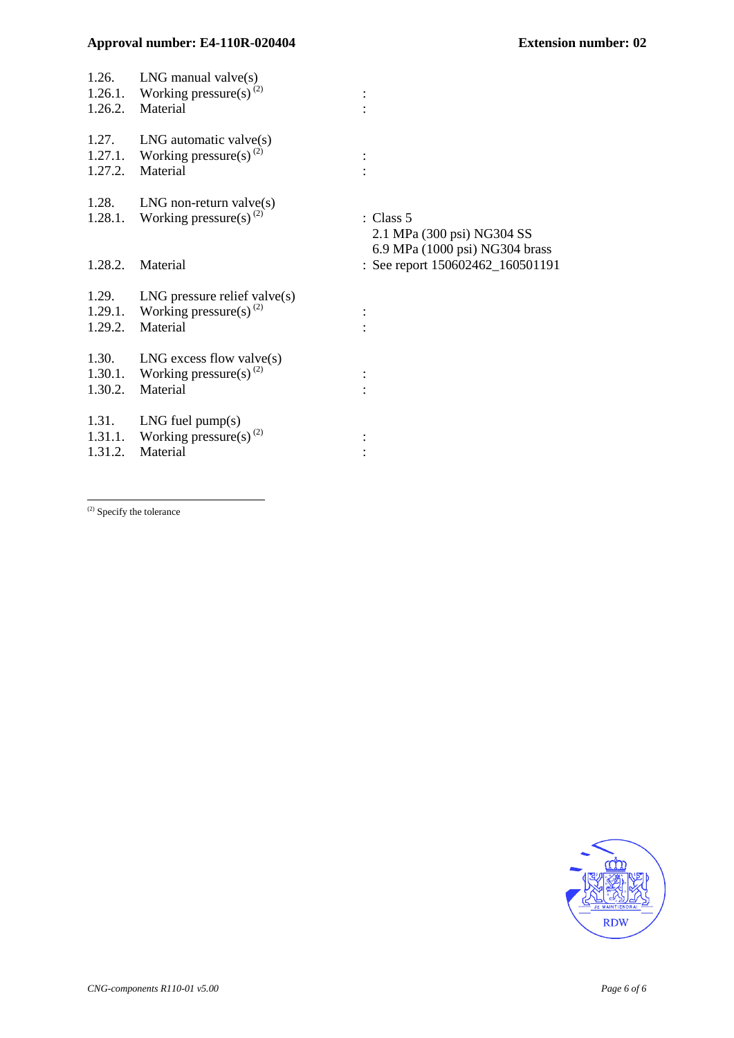**Approval number: E4-110R-020404** **Extension number: 02**

| | | |
|---|---|---|
| 1.26. | LNG manual valve(s) | |
| 1.26.1. | Working pressure(s) [(2)] | : |
| 1.26.2. | Material | : |
| | | |
| 1.27. | LNG automatic valve(s) | |
| 1.27.1. | Working pressure(s) [(2)] | : |
| 1.27.2. | Material | : |
| | | |
| 1.28. | LNG non-return valve(s) | |
| 1.28.1. | Working pressure(s) [(2)] | : Class 5<br>2.1 MPa (300 psi) NG304 SS<br>6.9 MPa (1000 psi) NG304 brass |
| 1.28.2. | Material | : See report 150602462_160501191 |
| | | |
| 1.29. | LNG pressure relief valve(s) | |
| 1.29.1. | Working pressure(s) [(2)] | : |
| 1.29.2. | Material | : |
| | | |
| 1.30. | LNG excess flow valve(s) | |
| 1.30.1. | Working pressure(s) [(2)] | : |
| 1.30.2. | Material | : |
| | | |
| 1.31. | LNG fuel pump(s) | |
| 1.31.1. | Working pressure(s) [(2)] | : |
| 1.31.2. | Material | : |

[(2)] Specify the tolerance

JE MAINTIENDRAI

RDW

*CNG-components R110-01 v5.00*